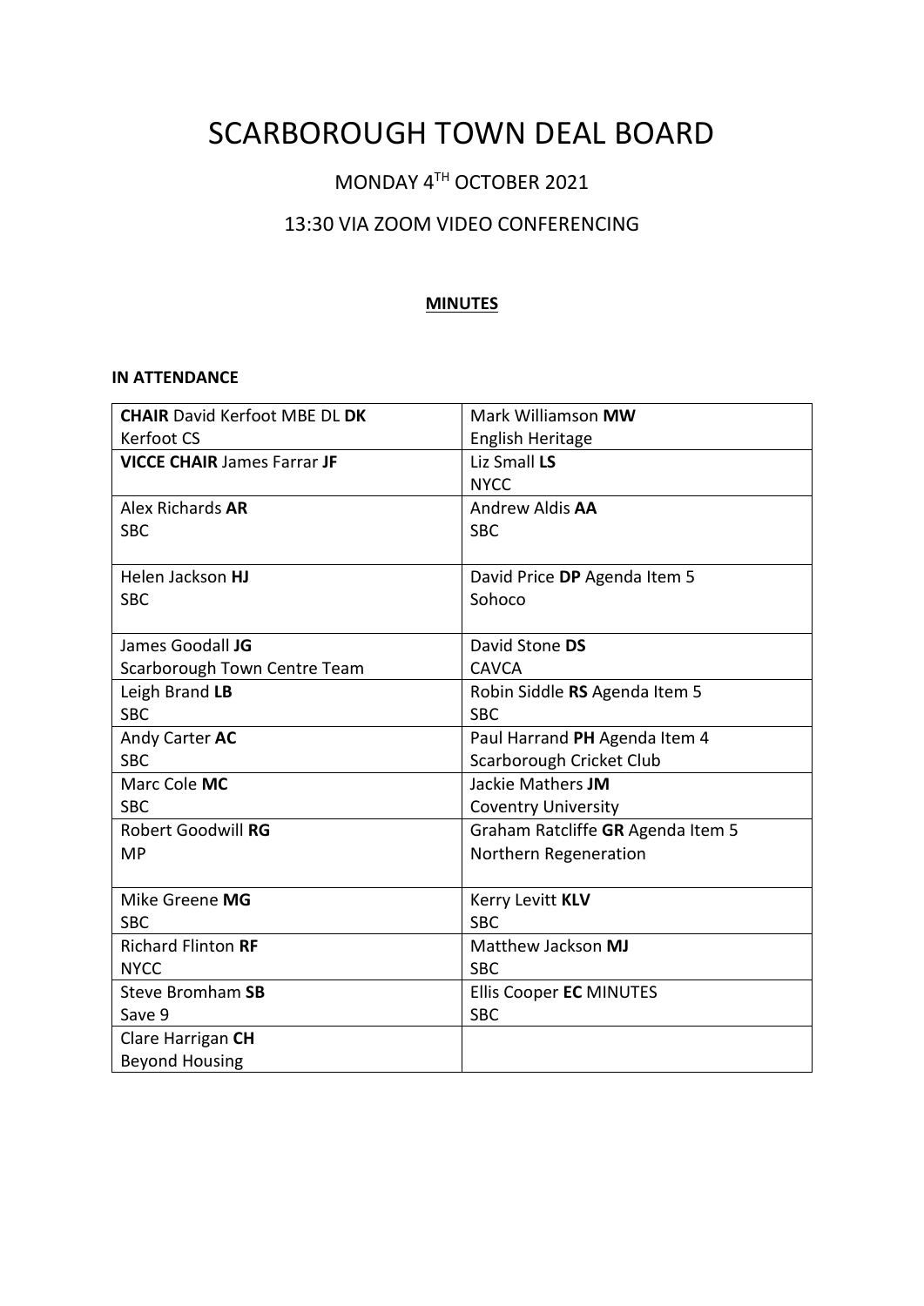# SCARBOROUGH TOWN DEAL BOARD

MONDAY 4[TH] OCTOBER 2021

13:30 VIA ZOOM VIDEO CONFERENCING

**MINUTES**

**IN ATTENDANCE**

| | |
|---|---|
| **CHAIR** David Kerfoot MBE DL **DK**<br>Kerfoot CS | Mark Williamson **MW**<br>English Heritage |
| **VICCE CHAIR** James Farrar **JF** | Liz Small **LS**<br>NYCC |
| Alex Richards **AR**<br>SBC | Andrew Aldis **AA**<br>SBC |
| Helen Jackson **HJ**<br>SBC | David Price **DP** Agenda Item 5<br>Sohoco |
| James Goodall **JG**<br>Scarborough Town Centre Team | David Stone **DS**<br>CAVCA |
| Leigh Brand **LB**<br>SBC | Robin Siddle **RS** Agenda Item 5<br>SBC |
| Andy Carter **AC**<br>SBC | Paul Harrand **PH** Agenda Item 4<br>Scarborough Cricket Club |
| Marc Cole **MC**<br>SBC | Jackie Mathers **JM**<br>Coventry University |
| Robert Goodwill **RG**<br>MP | Graham Ratcliffe **GR** Agenda Item 5<br>Northern Regeneration |
| Mike Greene **MG**<br>SBC | Kerry Levitt **KLV**<br>SBC |
| Richard Flinton **RF**<br>NYCC | Matthew Jackson **MJ**<br>SBC |
| Steve Bromham **SB**<br>Save 9 | Ellis Cooper **EC** MINUTES<br>SBC |
| Clare Harrigan **CH**<br>Beyond Housing | |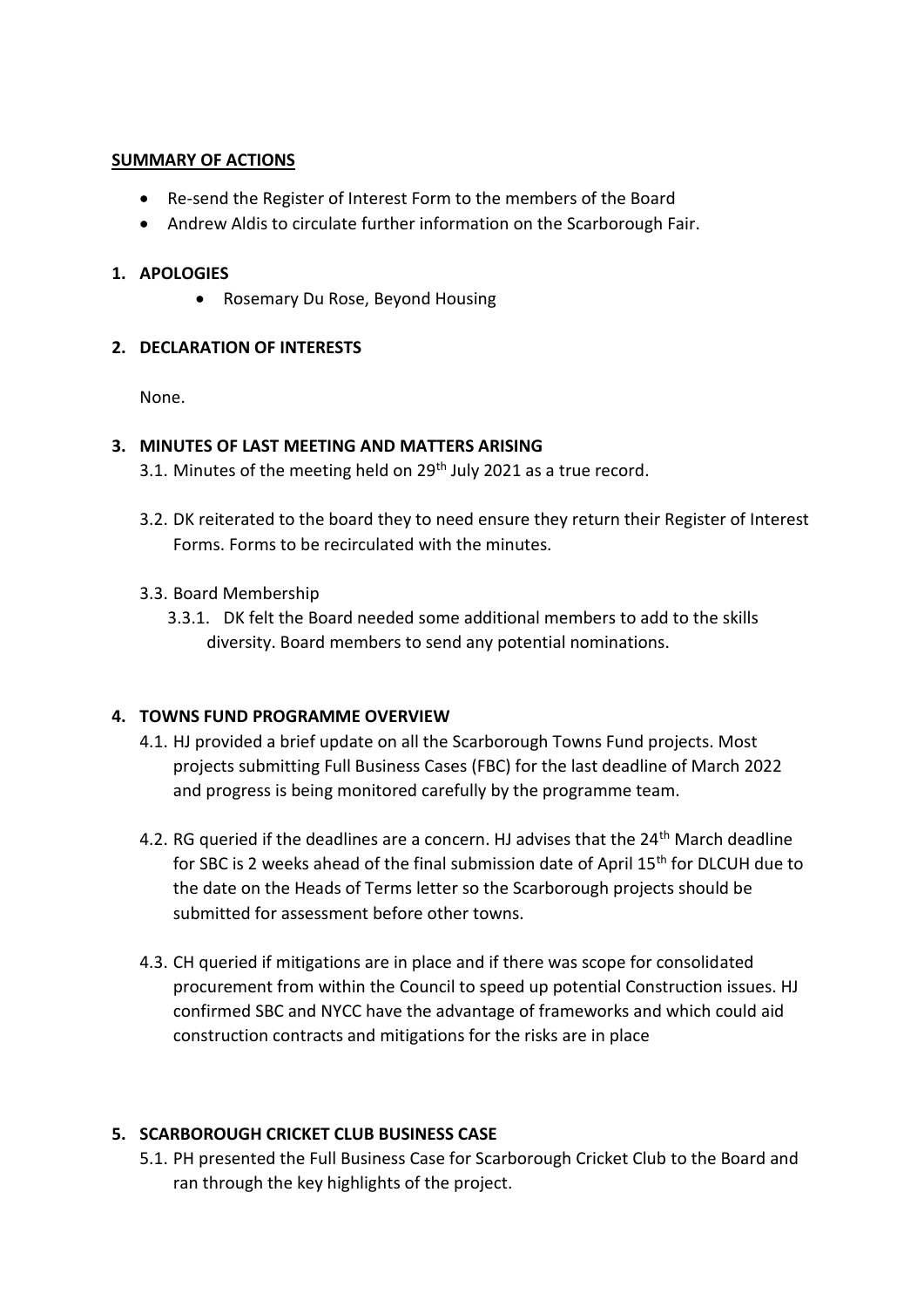**SUMMARY OF ACTIONS**

- Re-send the Register of Interest Form to the members of the Board
- Andrew Aldis to circulate further information on the Scarborough Fair.

**1. APOLOGIES**

- Rosemary Du Rose, Beyond Housing

**2. DECLARATION OF INTERESTS**

None.

**3. MINUTES OF LAST MEETING AND MATTERS ARISING**

3.1. Minutes of the meeting held on 29th July 2021 as a true record.

3.2. DK reiterated to the board they to need ensure they return their Register of Interest Forms. Forms to be recirculated with the minutes.

3.3. Board Membership

3.3.1. DK felt the Board needed some additional members to add to the skills diversity. Board members to send any potential nominations.

**4. TOWNS FUND PROGRAMME OVERVIEW**

4.1. HJ provided a brief update on all the Scarborough Towns Fund projects. Most projects submitting Full Business Cases (FBC) for the last deadline of March 2022 and progress is being monitored carefully by the programme team.

4.2. RG queried if the deadlines are a concern. HJ advises that the 24th March deadline for SBC is 2 weeks ahead of the final submission date of April 15th for DLCUH due to the date on the Heads of Terms letter so the Scarborough projects should be submitted for assessment before other towns.

4.3. CH queried if mitigations are in place and if there was scope for consolidated procurement from within the Council to speed up potential Construction issues. HJ confirmed SBC and NYCC have the advantage of frameworks and which could aid construction contracts and mitigations for the risks are in place

**5. SCARBOROUGH CRICKET CLUB BUSINESS CASE**

5.1. PH presented the Full Business Case for Scarborough Cricket Club to the Board and ran through the key highlights of the project.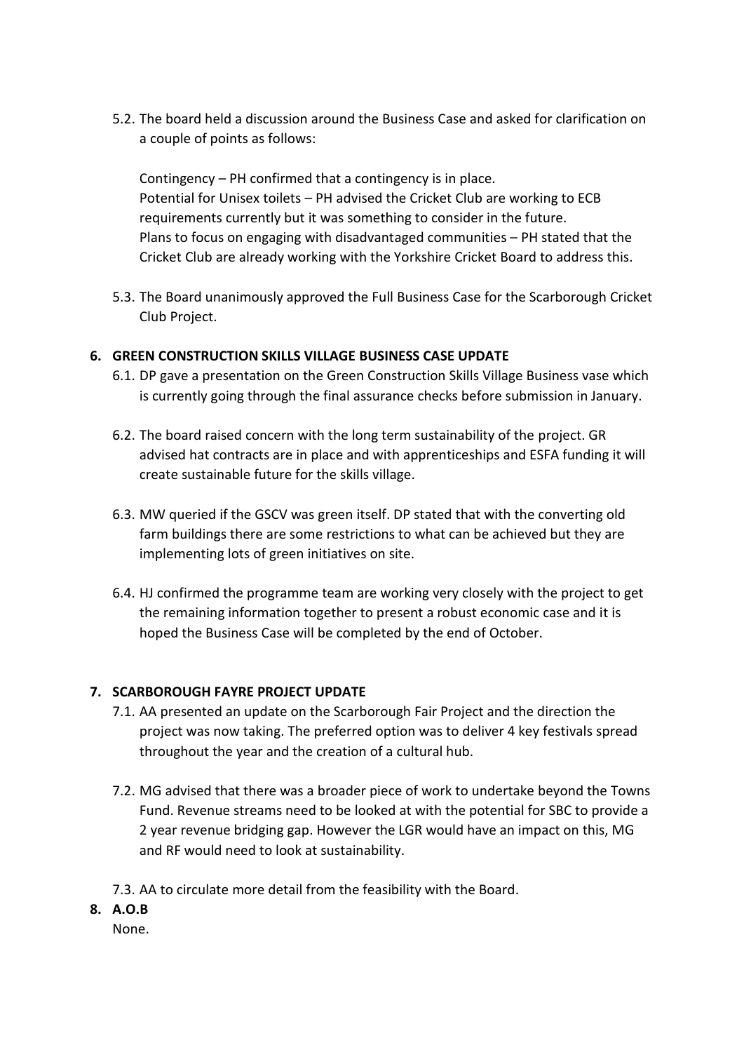5.2. The board held a discussion around the Business Case and asked for clarification on a couple of points as follows:

Contingency – PH confirmed that a contingency is in place.
Potential for Unisex toilets – PH advised the Cricket Club are working to ECB requirements currently but it was something to consider in the future.
Plans to focus on engaging with disadvantaged communities – PH stated that the Cricket Club are already working with the Yorkshire Cricket Board to address this.

5.3. The Board unanimously approved the Full Business Case for the Scarborough Cricket Club Project.

## 6. GREEN CONSTRUCTION SKILLS VILLAGE BUSINESS CASE UPDATE

6.1. DP gave a presentation on the Green Construction Skills Village Business vase which is currently going through the final assurance checks before submission in January.

6.2. The board raised concern with the long term sustainability of the project. GR advised hat contracts are in place and with apprenticeships and ESFA funding it will create sustainable future for the skills village.

6.3. MW queried if the GSCV was green itself. DP stated that with the converting old farm buildings there are some restrictions to what can be achieved but they are implementing lots of green initiatives on site.

6.4. HJ confirmed the programme team are working very closely with the project to get the remaining information together to present a robust economic case and it is hoped the Business Case will be completed by the end of October.

## 7. SCARBOROUGH FAYRE PROJECT UPDATE

7.1. AA presented an update on the Scarborough Fair Project and the direction the project was now taking. The preferred option was to deliver 4 key festivals spread throughout the year and the creation of a cultural hub.

7.2. MG advised that there was a broader piece of work to undertake beyond the Towns Fund. Revenue streams need to be looked at with the potential for SBC to provide a 2 year revenue bridging gap. However the LGR would have an impact on this, MG and RF would need to look at sustainability.

7.3. AA to circulate more detail from the feasibility with the Board.

## 8. A.O.B

None.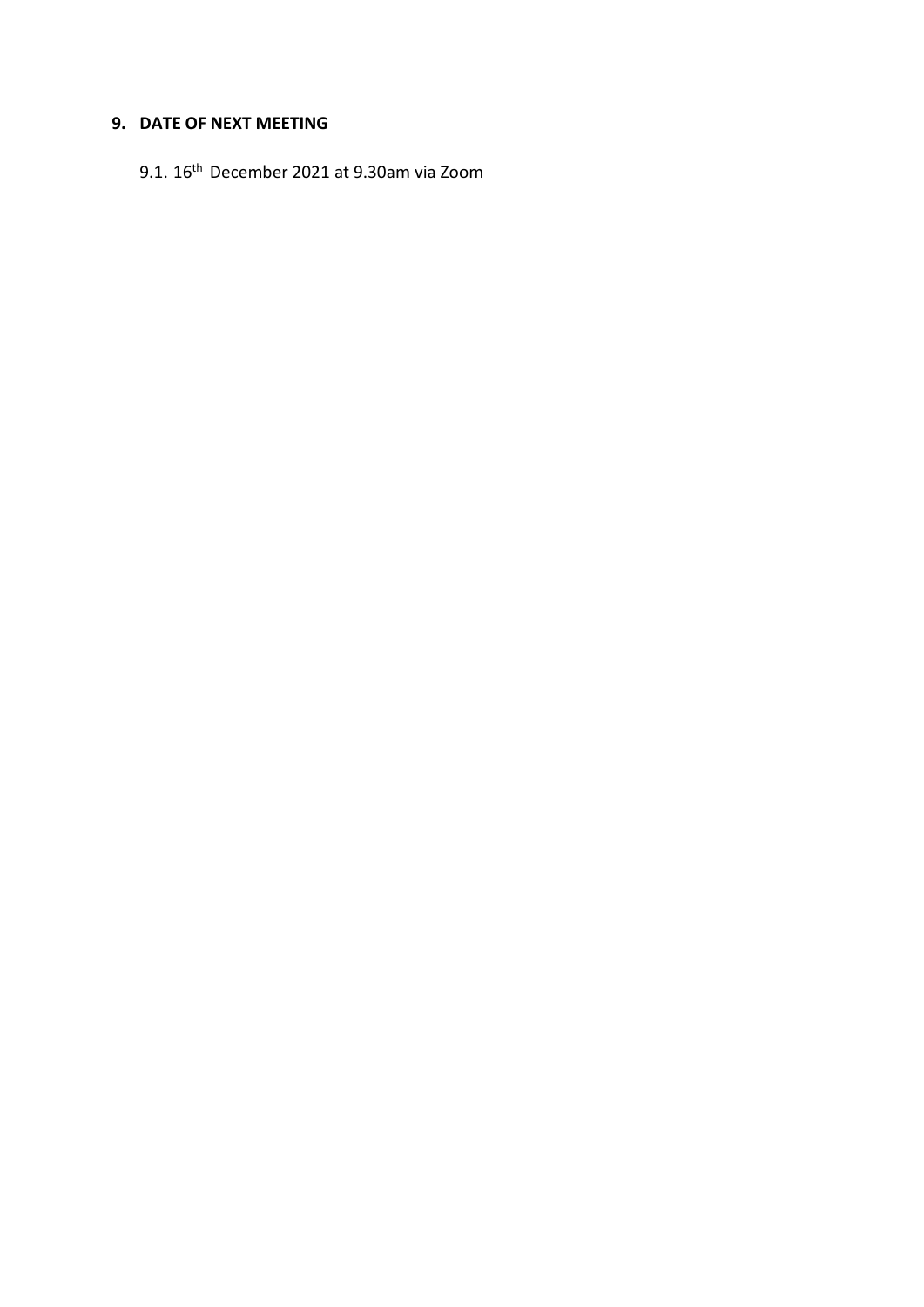## 9. DATE OF NEXT MEETING

9.1. 16th December 2021 at 9.30am via Zoom